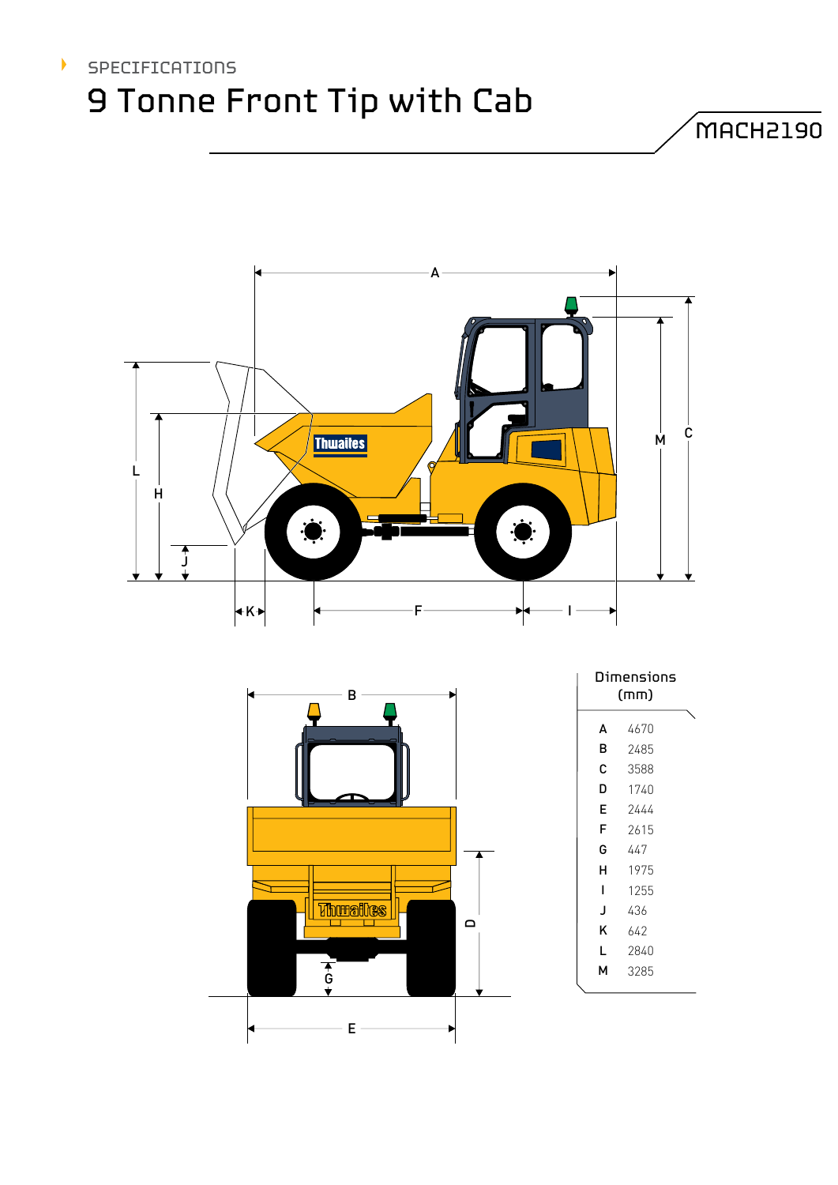SPECIFICATIONS

# 9 Tonne Front Tip with Cab

MACH2190

| Dimensions (mm) | |
|---|---|
| A | 4670 |
| B | 2485 |
| C | 3588 |
| D | 1740 |
| E | 2444 |
| F | 2615 |
| G | 447 |
| H | 1975 |
| I | 1255 |
| J | 436 |
| K | 642 |
| L | 2840 |
| M | 3285 |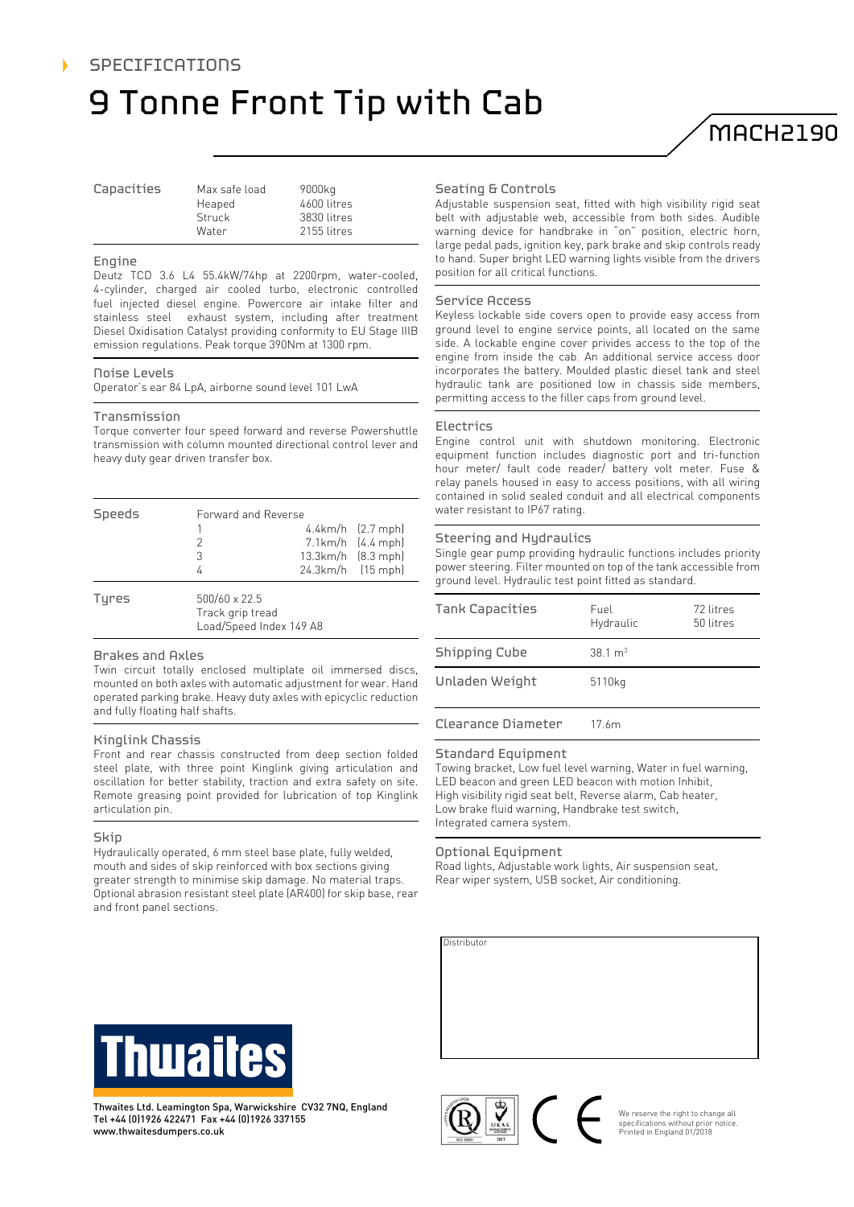SPECIFICATIONS

# 9 Tonne Front Tip with Cab

## MACH2190

| Capacities | | |
|---|---|---|
| | Max safe load | 9000kg |
| | Heaped | 4600 litres |
| | Struck | 3830 litres |
| | Water | 2155 litres |

### Engine

Deutz TCD 3.6 L4 55.4kW/74hp at 2200rpm, water-cooled, 4-cylinder, charged air cooled turbo, electronic controlled fuel injected diesel engine. Powercore air intake filter and stainless steel exhaust system, including after treatment Diesel Oxidisation Catalyst providing conformity to EU Stage IIIB emission regulations. Peak torque 390Nm at 1300 rpm.

### Noise Levels

Operator's ear 84 LpA, airborne sound level 101 LwA

### Transmission

Torque converter four speed forward and reverse Powershuttle transmission with column mounted directional control lever and heavy duty gear driven transfer box.

| Speeds | Forward and Reverse | | |
|---|---|---|---|
| | 1 | 4.4km/h | (2.7 mph) |
| | 2 | 7.1km/h | (4.4 mph) |
| | 3 | 13.3km/h | (8.3 mph) |
| | 4 | 24.3km/h | (15 mph) |

| Tyres | |
|---|---|
| | 500/60 x 22.5 |
| | Track grip tread |
| | Load/Speed Index 149 A8 |

### Brakes and Axles

Twin circuit totally enclosed multiplate oil immersed discs, mounted on both axles with automatic adjustment for wear. Hand operated parking brake. Heavy duty axles with epicyclic reduction and fully floating half shafts.

### Kinglink Chassis

Front and rear chassis constructed from deep section folded steel plate, with three point Kinglink giving articulation and oscillation for better stability, traction and extra safety on site. Remote greasing point provided for lubrication of top Kinglink articulation pin.

### Skip

Hydraulically operated, 6 mm steel base plate, fully welded, mouth and sides of skip reinforced with box sections giving greater strength to minimise skip damage. No material traps. Optional abrasion resistant steel plate (AR400) for skip base, rear and front panel sections.

### Seating & Controls

Adjustable suspension seat, fitted with high visibility rigid seat belt with adjustable web, accessible from both sides. Audible warning device for handbrake in "on" position, electric horn, large pedal pads, ignition key, park brake and skip controls ready to hand. Super bright LED warning lights visible from the drivers position for all critical functions.

### Service Access

Keyless lockable side covers open to provide easy access from ground level to engine service points, all located on the same side. A lockable engine cover privides access to the top of the engine from inside the cab. An additional service access door incorporates the battery. Moulded plastic diesel tank and steel hydraulic tank are positioned low in chassis side members, permitting access to the filler caps from ground level.

### Electrics

Engine control unit with shutdown monitoring. Electronic equipment function includes diagnostic port and tri-function hour meter/ fault code reader/ battery volt meter. Fuse & relay panels housed in easy to access positions, with all wiring contained in solid sealed conduit and all electrical components water resistant to IP67 rating.

### Steering and Hydraulics

Single gear pump providing hydraulic functions includes priority power steering. Filter mounted on top of the tank accessible from ground level. Hydraulic test point fitted as standard.

| Tank Capacities | | |
|---|---|---|
| | Fuel | 72 litres |
| | Hydraulic | 50 litres |

| | |
|---|---|
| Shipping Cube | 38.1 m$^3$ |
| Unladen Weight | 5110kg |
| Clearance Diameter | 17.6m |

### Standard Equipment

Towing bracket, Low fuel level warning, Water in fuel warning, LED beacon and green LED beacon with motion Inhibit, High visibility rigid seat belt, Reverse alarm, Cab heater, Low brake fluid warning, Handbrake test switch, Integrated camera system.

### Optional Equipment

Road lights, Adjustable work lights, Air suspension seat, Rear wiper system, USB socket, Air conditioning.

Distributor

Thwaites

Thwaites Ltd. Leamington Spa, Warwickshire CV32 7NQ, England
Tel +44 (0)1926 422471 Fax +44 (0)1926 337155
www.thwaitesdumpers.co.uk

We reserve the right to change all specifications without prior notice. Printed in England 01/2018